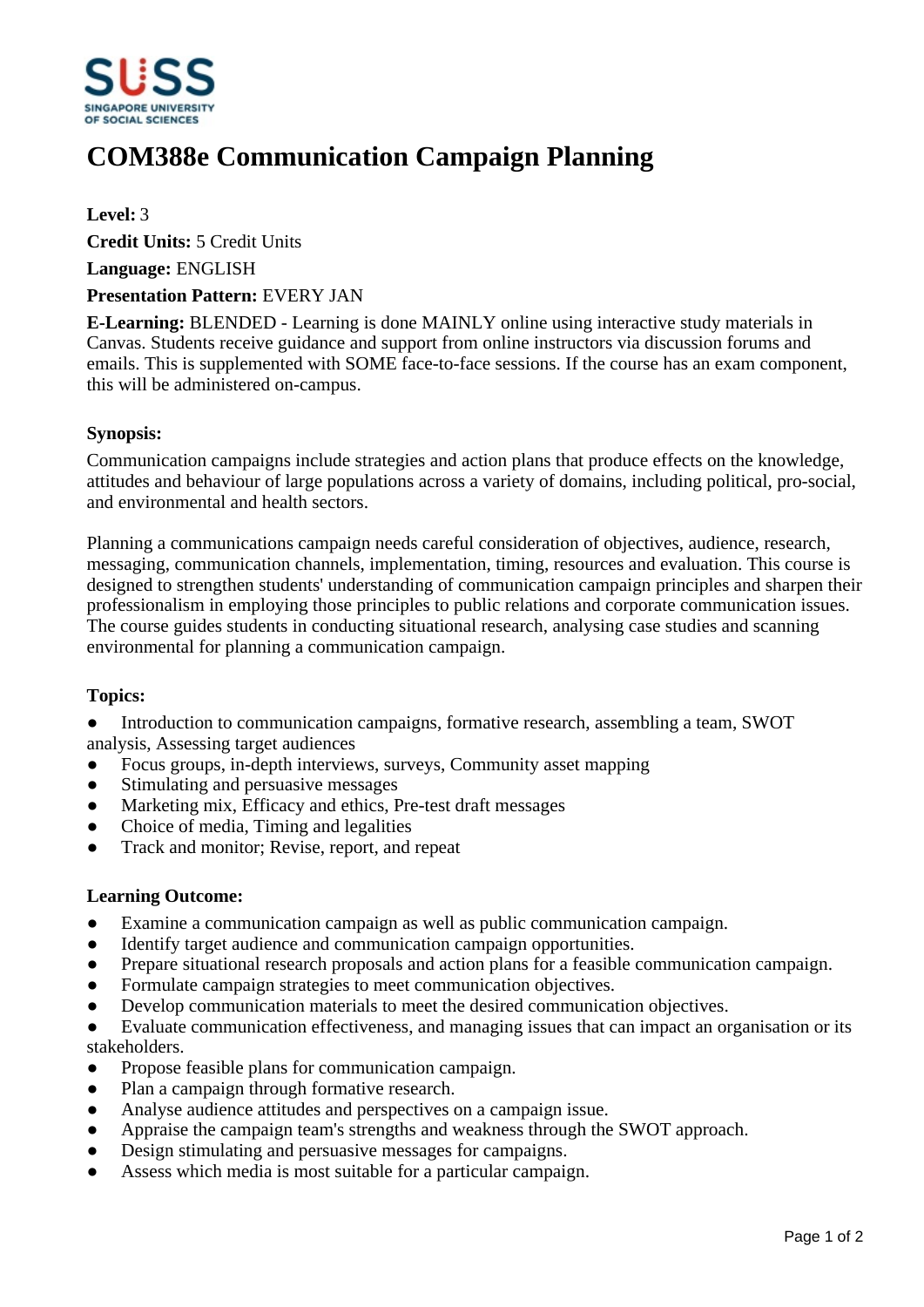# COM388e Communication Campaign Planning

**Level:** 3

**Credit Units:** 5 Credit Units

**Language:** ENGLISH

**Presentation Pattern:** EVERY JAN

**E-Learning:** BLENDED - Learning is done MAINLY online using interactive study materials in Canvas. Students receive guidance and support from online instructors via discussion forums and emails. This is supplemented with SOME face-to-face sessions. If the course has an exam component, this will be administered on-campus.

### Synopsis:

Communication campaigns include strategies and action plans that produce effects on the knowledge, attitudes and behaviour of large populations across a variety of domains, including political, pro-social, and environmental and health sectors.

Planning a communications campaign needs careful consideration of objectives, audience, research, messaging, communication channels, implementation, timing, resources and evaluation. This course is designed to strengthen students' understanding of communication campaign principles and sharpen their professionalism in employing those principles to public relations and corporate communication issues. The course guides students in conducting situational research, analysing case studies and scanning environmental for planning a communication campaign.

### Topics:

- Introduction to communication campaigns, formative research, assembling a team, SWOT analysis, Assessing target audiences
- Focus groups, in-depth interviews, surveys, Community asset mapping
- Stimulating and persuasive messages
- Marketing mix, Efficacy and ethics, Pre-test draft messages
- Choice of media, Timing and legalities
- Track and monitor; Revise, report, and repeat

### Learning Outcome:

- Examine a communication campaign as well as public communication campaign.
- Identify target audience and communication campaign opportunities.
- Prepare situational research proposals and action plans for a feasible communication campaign.
- Formulate campaign strategies to meet communication objectives.
- Develop communication materials to meet the desired communication objectives.
- Evaluate communication effectiveness, and managing issues that can impact an organisation or its stakeholders.
- Propose feasible plans for communication campaign.
- Plan a campaign through formative research.
- Analyse audience attitudes and perspectives on a campaign issue.
- Appraise the campaign team's strengths and weakness through the SWOT approach.
- Design stimulating and persuasive messages for campaigns.
- Assess which media is most suitable for a particular campaign.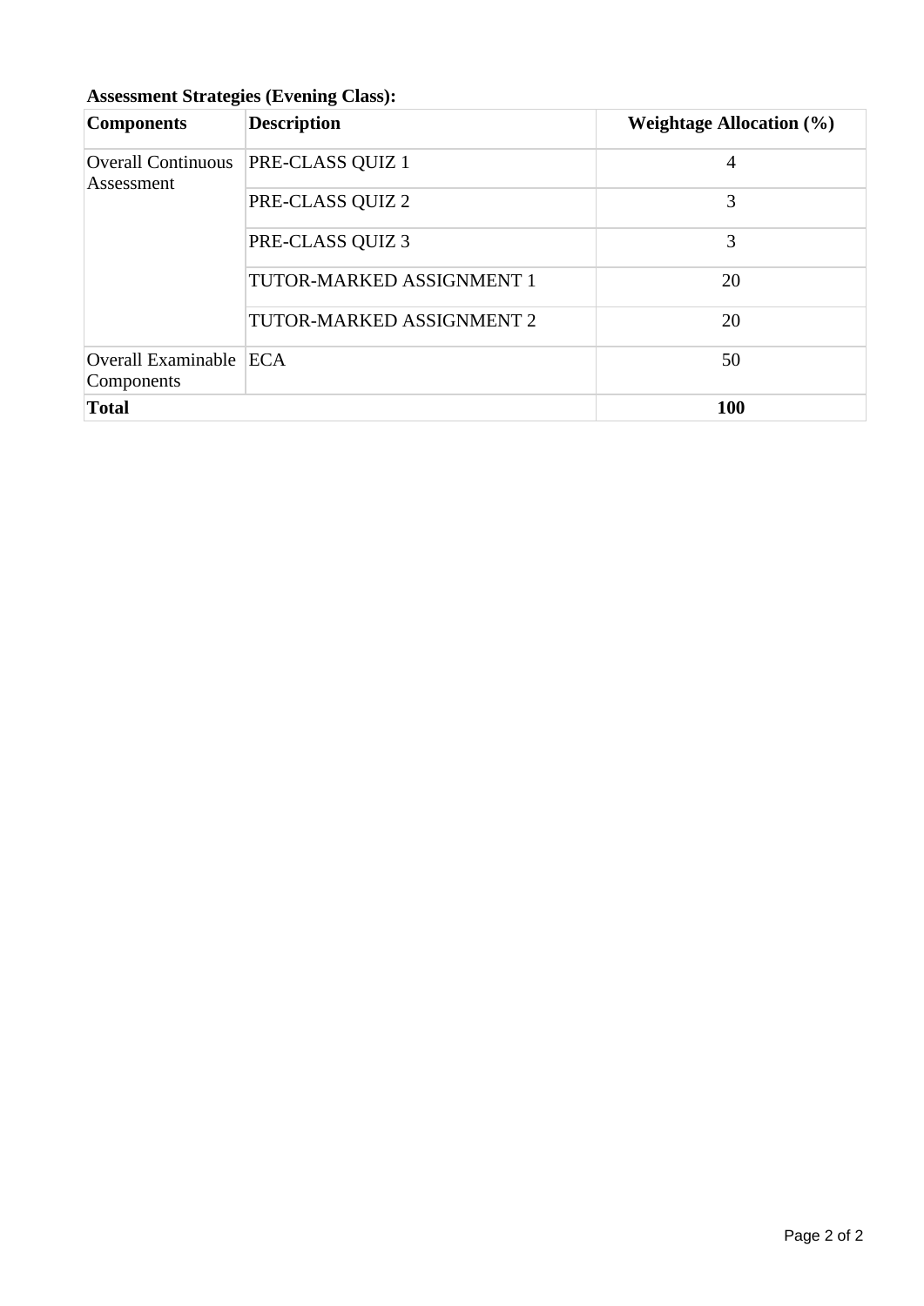**Assessment Strategies (Evening Class):**

| Components | Description | Weightage Allocation (%) |
|---|---|---|
| Overall Continuous Assessment | PRE-CLASS QUIZ 1 | 4 |
| | PRE-CLASS QUIZ 2 | 3 |
| | PRE-CLASS QUIZ 3 | 3 |
| | TUTOR-MARKED ASSIGNMENT 1 | 20 |
| | TUTOR-MARKED ASSIGNMENT 2 | 20 |
| Overall Examinable Components | ECA | 50 |
| **Total** | | **100** |